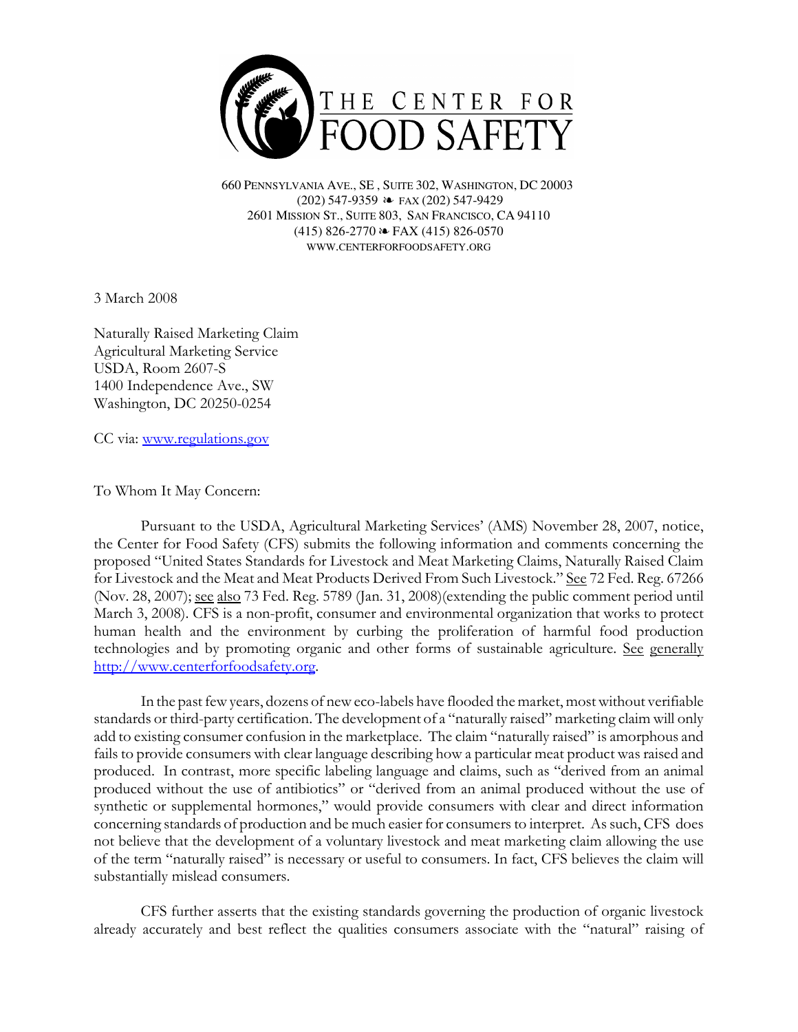THE CENTER FOR FOOD SAFETY

660 PENNSYLVANIA AVE., SE , SUITE 302, WASHINGTON, DC 20003
(202) 547-9359 ❧ FAX (202) 547-9429
2601 MISSION ST., SUITE 803, SAN FRANCISCO, CA 94110
(415) 826-2770 ❧ FAX (415) 826-0570
WWW.CENTERFORFOODSAFETY.ORG

3 March 2008

Naturally Raised Marketing Claim
Agricultural Marketing Service
USDA, Room 2607-S
1400 Independence Ave., SW
Washington, DC 20250-0254

CC via: www.regulations.gov

To Whom It May Concern:

Pursuant to the USDA, Agricultural Marketing Services' (AMS) November 28, 2007, notice, the Center for Food Safety (CFS) submits the following information and comments concerning the proposed "United States Standards for Livestock and Meat Marketing Claims, Naturally Raised Claim for Livestock and the Meat and Meat Products Derived From Such Livestock." See 72 Fed. Reg. 67266 (Nov. 28, 2007); see also 73 Fed. Reg. 5789 (Jan. 31, 2008)(extending the public comment period until March 3, 2008). CFS is a non-profit, consumer and environmental organization that works to protect human health and the environment by curbing the proliferation of harmful food production technologies and by promoting organic and other forms of sustainable agriculture. See generally http://www.centerforfoodsafety.org.

In the past few years, dozens of new eco-labels have flooded the market, most without verifiable standards or third-party certification. The development of a "naturally raised" marketing claim will only add to existing consumer confusion in the marketplace. The claim "naturally raised" is amorphous and fails to provide consumers with clear language describing how a particular meat product was raised and produced. In contrast, more specific labeling language and claims, such as "derived from an animal produced without the use of antibiotics" or "derived from an animal produced without the use of synthetic or supplemental hormones," would provide consumers with clear and direct information concerning standards of production and be much easier for consumers to interpret. As such, CFS does not believe that the development of a voluntary livestock and meat marketing claim allowing the use of the term "naturally raised" is necessary or useful to consumers. In fact, CFS believes the claim will substantially mislead consumers.

CFS further asserts that the existing standards governing the production of organic livestock already accurately and best reflect the qualities consumers associate with the "natural" raising of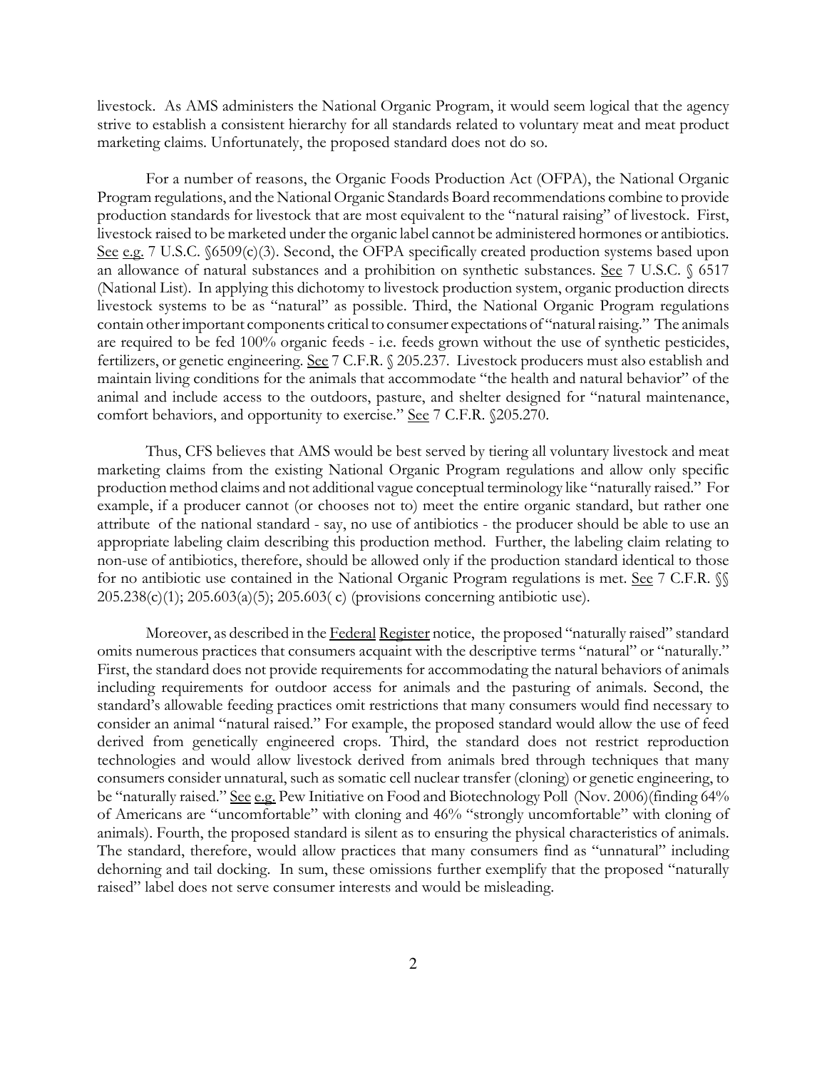livestock. As AMS administers the National Organic Program, it would seem logical that the agency strive to establish a consistent hierarchy for all standards related to voluntary meat and meat product marketing claims. Unfortunately, the proposed standard does not do so.

For a number of reasons, the Organic Foods Production Act (OFPA), the National Organic Program regulations, and the National Organic Standards Board recommendations combine to provide production standards for livestock that are most equivalent to the "natural raising" of livestock. First, livestock raised to be marketed under the organic label cannot be administered hormones or antibiotics. See e.g. 7 U.S.C. §6509(c)(3). Second, the OFPA specifically created production systems based upon an allowance of natural substances and a prohibition on synthetic substances. See 7 U.S.C. § 6517 (National List). In applying this dichotomy to livestock production system, organic production directs livestock systems to be as "natural" as possible. Third, the National Organic Program regulations contain other important components critical to consumer expectations of "natural raising." The animals are required to be fed 100% organic feeds - i.e. feeds grown without the use of synthetic pesticides, fertilizers, or genetic engineering. See 7 C.F.R. § 205.237. Livestock producers must also establish and maintain living conditions for the animals that accommodate "the health and natural behavior" of the animal and include access to the outdoors, pasture, and shelter designed for "natural maintenance, comfort behaviors, and opportunity to exercise." See 7 C.F.R. §205.270.

Thus, CFS believes that AMS would be best served by tiering all voluntary livestock and meat marketing claims from the existing National Organic Program regulations and allow only specific production method claims and not additional vague conceptual terminology like "naturally raised." For example, if a producer cannot (or chooses not to) meet the entire organic standard, but rather one attribute of the national standard - say, no use of antibiotics - the producer should be able to use an appropriate labeling claim describing this production method. Further, the labeling claim relating to non-use of antibiotics, therefore, should be allowed only if the production standard identical to those for no antibiotic use contained in the National Organic Program regulations is met. See 7 C.F.R. §§ 205.238(c)(1); 205.603(a)(5); 205.603( c) (provisions concerning antibiotic use).

Moreover, as described in the Federal Register notice, the proposed "naturally raised" standard omits numerous practices that consumers acquaint with the descriptive terms "natural" or "naturally." First, the standard does not provide requirements for accommodating the natural behaviors of animals including requirements for outdoor access for animals and the pasturing of animals. Second, the standard's allowable feeding practices omit restrictions that many consumers would find necessary to consider an animal "natural raised." For example, the proposed standard would allow the use of feed derived from genetically engineered crops. Third, the standard does not restrict reproduction technologies and would allow livestock derived from animals bred through techniques that many consumers consider unnatural, such as somatic cell nuclear transfer (cloning) or genetic engineering, to be "naturally raised." See e.g. Pew Initiative on Food and Biotechnology Poll (Nov. 2006)(finding 64% of Americans are "uncomfortable" with cloning and 46% "strongly uncomfortable" with cloning of animals). Fourth, the proposed standard is silent as to ensuring the physical characteristics of animals. The standard, therefore, would allow practices that many consumers find as "unnatural" including dehorning and tail docking. In sum, these omissions further exemplify that the proposed "naturally raised" label does not serve consumer interests and would be misleading.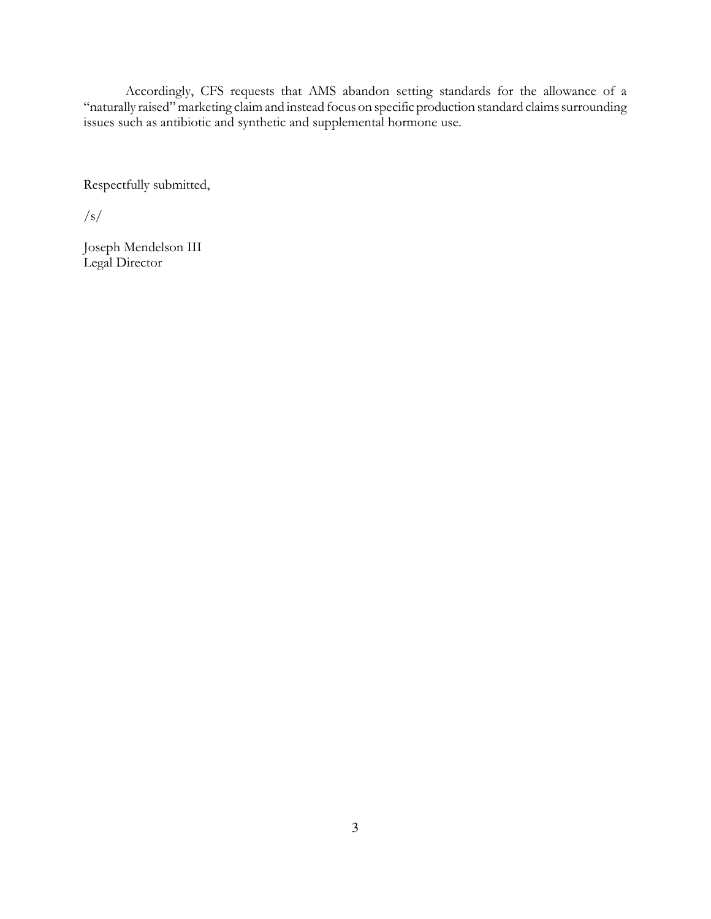Accordingly, CFS requests that AMS abandon setting standards for the allowance of a "naturally raised" marketing claim and instead focus on specific production standard claims surrounding issues such as antibiotic and synthetic and supplemental hormone use.

Respectfully submitted,

/s/

Joseph Mendelson III  
Legal Director